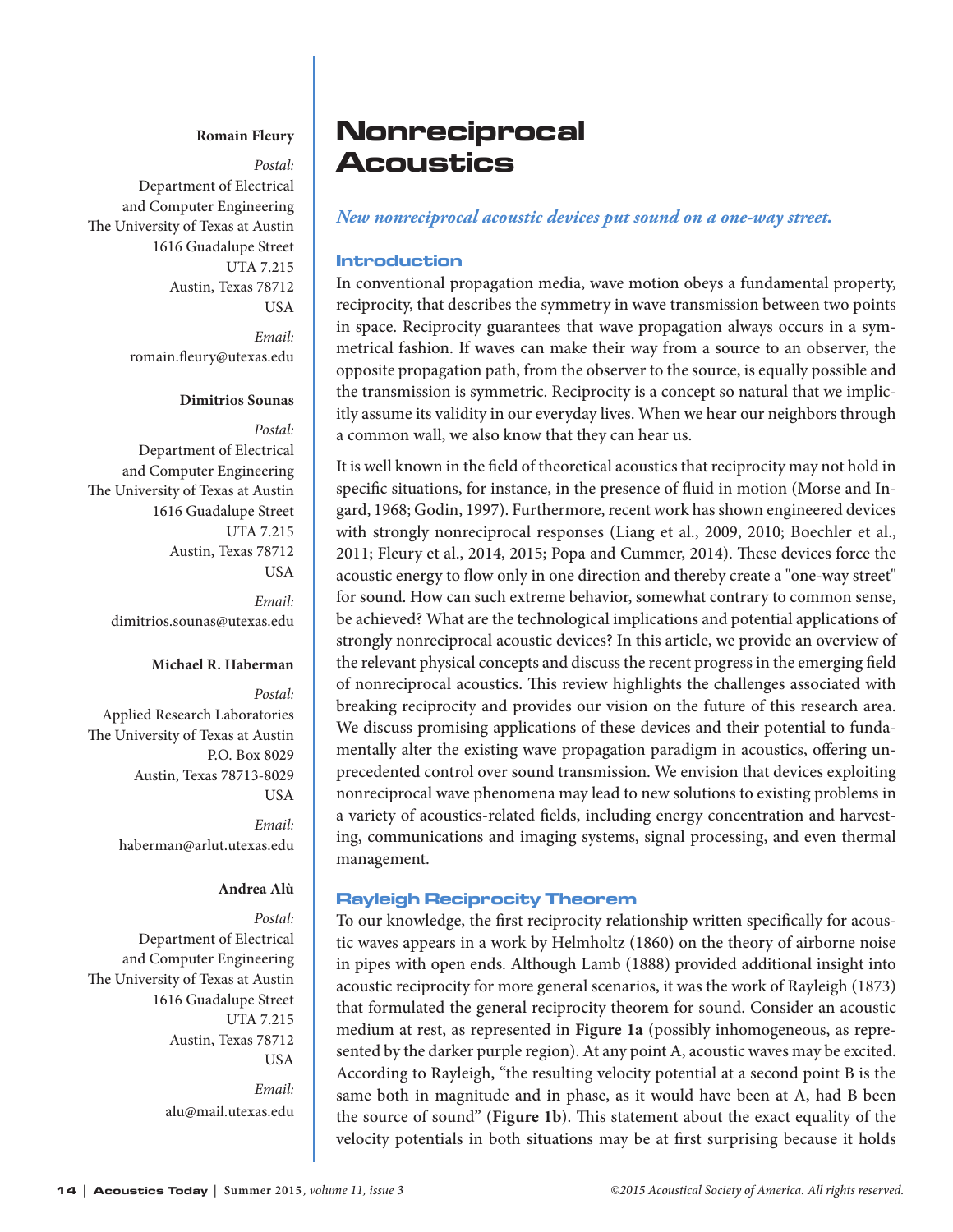**Romain Fleury**

*Postal:*
Department of Electrical and Computer Engineering
The University of Texas at Austin
1616 Guadalupe Street
UTA 7.215
Austin, Texas 78712
USA

*Email:*
romain.fleury@utexas.edu

**Dimitrios Sounas**

*Postal:*
Department of Electrical and Computer Engineering
The University of Texas at Austin
1616 Guadalupe Street
UTA 7.215
Austin, Texas 78712
USA

*Email:*
dimitrios.sounas@utexas.edu

**Michael R. Haberman**

*Postal:*
Applied Research Laboratories
The University of Texas at Austin
P.O. Box 8029
Austin, Texas 78713-8029
USA

*Email:*
haberman@arlut.utexas.edu

**Andrea Alù**

*Postal:*
Department of Electrical and Computer Engineering
The University of Texas at Austin
1616 Guadalupe Street
UTA 7.215
Austin, Texas 78712
USA

*Email:*
alu@mail.utexas.edu

# Nonreciprocal Acoustics

*New nonreciprocal acoustic devices put sound on a one-way street.*

## Introduction

In conventional propagation media, wave motion obeys a fundamental property, reciprocity, that describes the symmetry in wave transmission between two points in space. Reciprocity guarantees that wave propagation always occurs in a symmetrical fashion. If waves can make their way from a source to an observer, the opposite propagation path, from the observer to the source, is equally possible and the transmission is symmetric. Reciprocity is a concept so natural that we implicitly assume its validity in our everyday lives. When we hear our neighbors through a common wall, we also know that they can hear us.

It is well known in the field of theoretical acoustics that reciprocity may not hold in specific situations, for instance, in the presence of fluid in motion (Morse and Ingard, 1968; Godin, 1997). Furthermore, recent work has shown engineered devices with strongly nonreciprocal responses (Liang et al., 2009, 2010; Boechler et al., 2011; Fleury et al., 2014, 2015; Popa and Cummer, 2014). These devices force the acoustic energy to flow only in one direction and thereby create a "one-way street" for sound. How can such extreme behavior, somewhat contrary to common sense, be achieved? What are the technological implications and potential applications of strongly nonreciprocal acoustic devices? In this article, we provide an overview of the relevant physical concepts and discuss the recent progress in the emerging field of nonreciprocal acoustics. This review highlights the challenges associated with breaking reciprocity and provides our vision on the future of this research area. We discuss promising applications of these devices and their potential to fundamentally alter the existing wave propagation paradigm in acoustics, offering unprecedented control over sound transmission. We envision that devices exploiting nonreciprocal wave phenomena may lead to new solutions to existing problems in a variety of acoustics-related fields, including energy concentration and harvesting, communications and imaging systems, signal processing, and even thermal management.

## Rayleigh Reciprocity Theorem

To our knowledge, the first reciprocity relationship written specifically for acoustic waves appears in a work by Helmholtz (1860) on the theory of airborne noise in pipes with open ends. Although Lamb (1888) provided additional insight into acoustic reciprocity for more general scenarios, it was the work of Rayleigh (1873) that formulated the general reciprocity theorem for sound. Consider an acoustic medium at rest, as represented in **Figure 1a** (possibly inhomogeneous, as represented by the darker purple region). At any point A, acoustic waves may be excited. According to Rayleigh, "the resulting velocity potential at a second point B is the same both in magnitude and in phase, as it would have been at A, had B been the source of sound" (**Figure 1b**). This statement about the exact equality of the velocity potentials in both situations may be at first surprising because it holds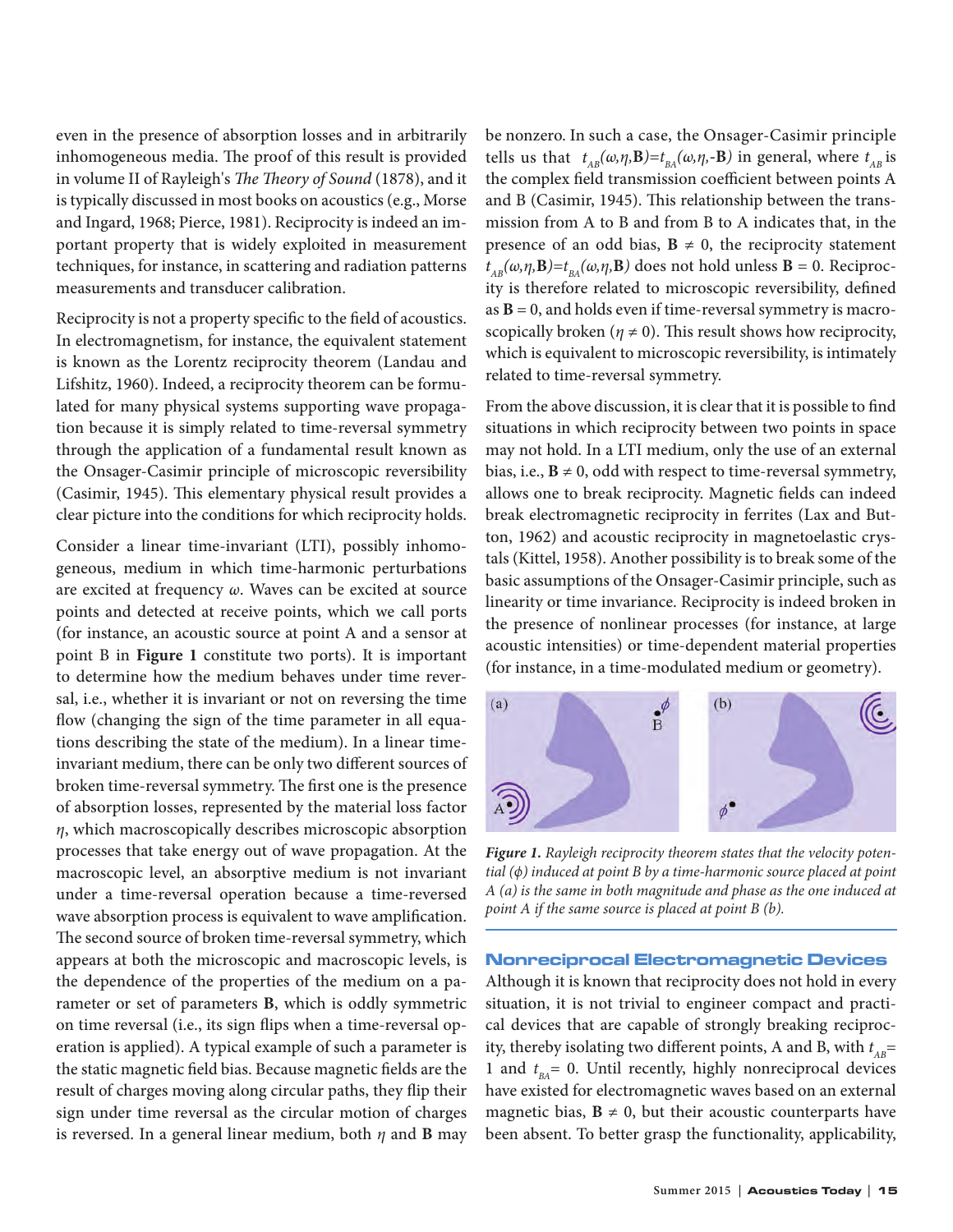even in the presence of absorption losses and in arbitrarily inhomogeneous media. The proof of this result is provided in volume II of Rayleigh's *The Theory of Sound* (1878), and it is typically discussed in most books on acoustics (e.g., Morse and Ingard, 1968; Pierce, 1981). Reciprocity is indeed an important property that is widely exploited in measurement techniques, for instance, in scattering and radiation patterns measurements and transducer calibration.

Reciprocity is not a property specific to the field of acoustics. In electromagnetism, for instance, the equivalent statement is known as the Lorentz reciprocity theorem (Landau and Lifshitz, 1960). Indeed, a reciprocity theorem can be formulated for many physical systems supporting wave propagation because it is simply related to time-reversal symmetry through the application of a fundamental result known as the Onsager-Casimir principle of microscopic reversibility (Casimir, 1945). This elementary physical result provides a clear picture into the conditions for which reciprocity holds.

Consider a linear time-invariant (LTI), possibly inhomogeneous, medium in which time-harmonic perturbations are excited at frequency $\omega$. Waves can be excited at source points and detected at receive points, which we call ports (for instance, an acoustic source at point A and a sensor at point B in **Figure 1** constitute two ports). It is important to determine how the medium behaves under time reversal, i.e., whether it is invariant or not on reversing the time flow (changing the sign of the time parameter in all equations describing the state of the medium). In a linear time-invariant medium, there can be only two different sources of broken time-reversal symmetry. The first one is the presence of absorption losses, represented by the material loss factor $\eta$, which macroscopically describes microscopic absorption processes that take energy out of wave propagation. At the macroscopic level, an absorptive medium is not invariant under a time-reversal operation because a time-reversed wave absorption process is equivalent to wave amplification. The second source of broken time-reversal symmetry, which appears at both the microscopic and macroscopic levels, is the dependence of the properties of the medium on a parameter or set of parameters $\mathbf{B}$, which is oddly symmetric on time reversal (i.e., its sign flips when a time-reversal operation is applied). A typical example of such a parameter is the static magnetic field bias. Because magnetic fields are the result of charges moving along circular paths, they flip their sign under time reversal as the circular motion of charges is reversed. In a general linear medium, both $\eta$ and $\mathbf{B}$ may be nonzero. In such a case, the Onsager-Casimir principle tells us that $t_{AB}(\omega,\eta,\mathbf{B})=t_{BA}(\omega,\eta,-\mathbf{B})$ in general, where $t_{AB}$ is the complex field transmission coefficient between points A and B (Casimir, 1945). This relationship between the transmission from A to B and from B to A indicates that, in the presence of an odd bias, $\mathbf{B} \neq 0$, the reciprocity statement $t_{AB}(\omega,\eta,\mathbf{B})=t_{BA}(\omega,\eta,\mathbf{B})$ does not hold unless $\mathbf{B} = 0$. Reciprocity is therefore related to microscopic reversibility, defined as $\mathbf{B} = 0$, and holds even if time-reversal symmetry is macroscopically broken ($\eta \neq 0$). This result shows how reciprocity, which is equivalent to microscopic reversibility, is intimately related to time-reversal symmetry.

From the above discussion, it is clear that it is possible to find situations in which reciprocity between two points in space may not hold. In a LTI medium, only the use of an external bias, i.e., $\mathbf{B} \neq 0$, odd with respect to time-reversal symmetry, allows one to break reciprocity. Magnetic fields can indeed break electromagnetic reciprocity in ferrites (Lax and Button, 1962) and acoustic reciprocity in magnetoelastic crystals (Kittel, 1958). Another possibility is to break some of the basic assumptions of the Onsager-Casimir principle, such as linearity or time invariance. Reciprocity is indeed broken in the presence of nonlinear processes (for instance, at large acoustic intensities) or time-dependent material properties (for instance, in a time-modulated medium or geometry).

***Figure 1.*** *Rayleigh reciprocity theorem states that the velocity potential ($\phi$) induced at point B by a time-harmonic source placed at point A (a) is the same in both magnitude and phase as the one induced at point A if the same source is placed at point B (b).*

## Nonreciprocal Electromagnetic Devices

Although it is known that reciprocity does not hold in every situation, it is not trivial to engineer compact and practical devices that are capable of strongly breaking reciprocity, thereby isolating two different points, A and B, with $t_{AB}$= 1 and $t_{BA}$= 0. Until recently, highly nonreciprocal devices have existed for electromagnetic waves based on an external magnetic bias, $\mathbf{B} \neq 0$, but their acoustic counterparts have been absent. To better grasp the functionality, applicability,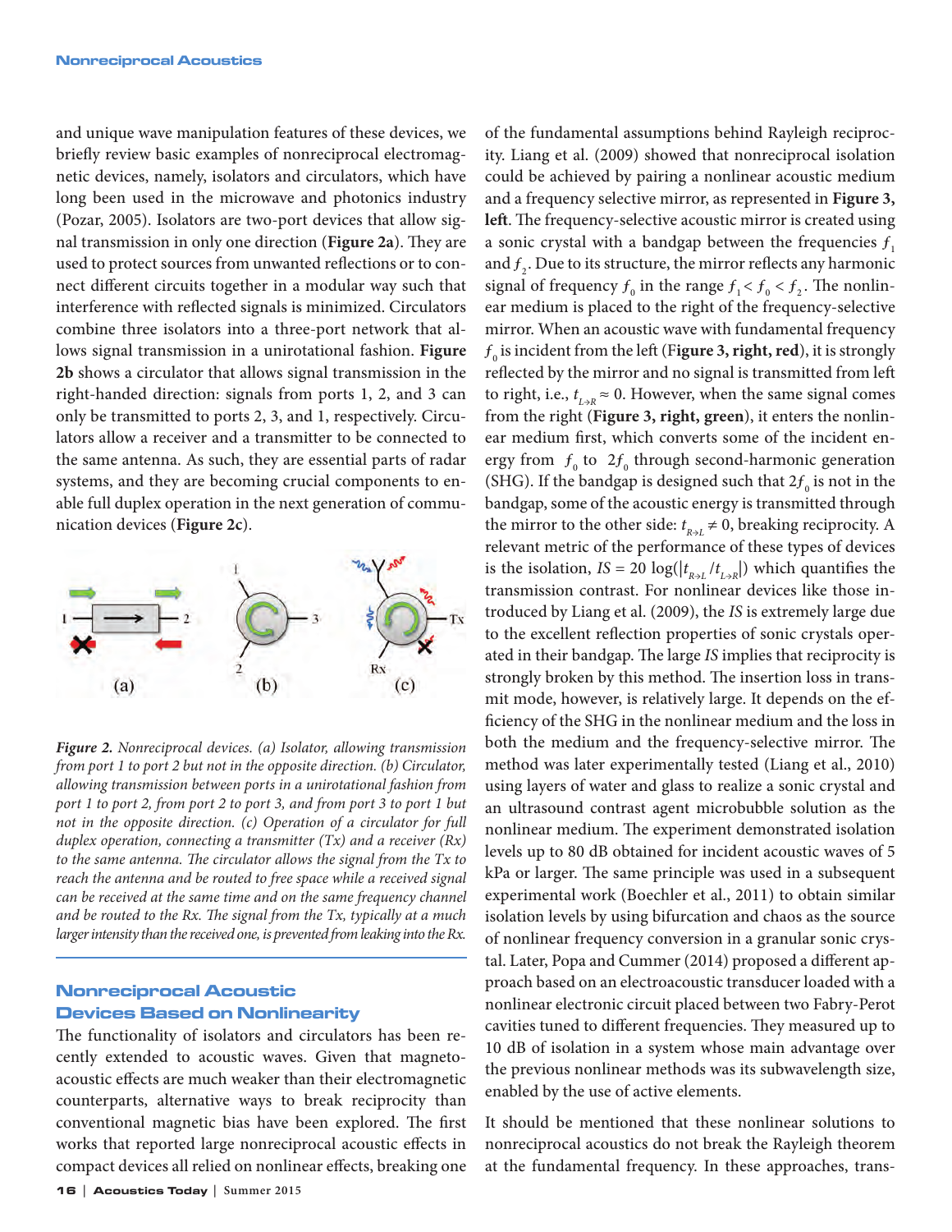and unique wave manipulation features of these devices, we briefly review basic examples of nonreciprocal electromagnetic devices, namely, isolators and circulators, which have long been used in the microwave and photonics industry (Pozar, 2005). Isolators are two-port devices that allow signal transmission in only one direction (**Figure 2a**). They are used to protect sources from unwanted reflections or to connect different circuits together in a modular way such that interference with reflected signals is minimized. Circulators combine three isolators into a three-port network that allows signal transmission in a unirotational fashion. **Figure 2b** shows a circulator that allows signal transmission in the right-handed direction: signals from ports 1, 2, and 3 can only be transmitted to ports 2, 3, and 1, respectively. Circulators allow a receiver and a transmitter to be connected to the same antenna. As such, they are essential parts of radar systems, and they are becoming crucial components to enable full duplex operation in the next generation of communication devices (**Figure 2c**).

*Figure 2. Nonreciprocal devices. (a) Isolator, allowing transmission from port 1 to port 2 but not in the opposite direction. (b) Circulator, allowing transmission between ports in a unirotational fashion from port 1 to port 2, from port 2 to port 3, and from port 3 to port 1 but not in the opposite direction. (c) Operation of a circulator for full duplex operation, connecting a transmitter (Tx) and a receiver (Rx) to the same antenna. The circulator allows the signal from the Tx to reach the antenna and be routed to free space while a received signal can be received at the same time and on the same frequency channel and be routed to the Rx. The signal from the Tx, typically at a much larger intensity than the received one, is prevented from leaking into the Rx.*

## Nonreciprocal Acoustic Devices Based on Nonlinearity

The functionality of isolators and circulators has been recently extended to acoustic waves. Given that magneto-acoustic effects are much weaker than their electromagnetic counterparts, alternative ways to break reciprocity than conventional magnetic bias have been explored. The first works that reported large nonreciprocal acoustic effects in compact devices all relied on nonlinear effects, breaking one of the fundamental assumptions behind Rayleigh reciprocity. Liang et al. (2009) showed that nonreciprocal isolation could be achieved by pairing a nonlinear acoustic medium and a frequency selective mirror, as represented in **Figure 3, left**. The frequency-selective acoustic mirror is created using a sonic crystal with a bandgap between the frequencies $f_1$ and $f_2$. Due to its structure, the mirror reflects any harmonic signal of frequency $f_0$ in the range $f_1 < f_0 < f_2$. The nonlinear medium is placed to the right of the frequency-selective mirror. When an acoustic wave with fundamental frequency $f_0$ is incident from the left (**Figure 3, right, red**), it is strongly reflected by the mirror and no signal is transmitted from left to right, i.e., $t_{L \to R} \approx 0$. However, when the same signal comes from the right (**Figure 3, right, green**), it enters the nonlinear medium first, which converts some of the incident energy from $f_0$ to $2f_0$ through second-harmonic generation (SHG). If the bandgap is designed such that $2f_0$ is not in the bandgap, some of the acoustic energy is transmitted through the mirror to the other side: $t_{R \to L} \neq 0$, breaking reciprocity. A relevant metric of the performance of these types of devices is the isolation, $IS = 20\log(|t_{R \to L}/t_{L \to R}|)$ which quantifies the transmission contrast. For nonlinear devices like those introduced by Liang et al. (2009), the *IS* is extremely large due to the excellent reflection properties of sonic crystals operated in their bandgap. The large *IS* implies that reciprocity is strongly broken by this method. The insertion loss in transmit mode, however, is relatively large. It depends on the efficiency of the SHG in the nonlinear medium and the loss in both the medium and the frequency-selective mirror. The method was later experimentally tested (Liang et al., 2010) using layers of water and glass to realize a sonic crystal and an ultrasound contrast agent microbubble solution as the nonlinear medium. The experiment demonstrated isolation levels up to 80 dB obtained for incident acoustic waves of 5 kPa or larger. The same principle was used in a subsequent experimental work (Boechler et al., 2011) to obtain similar isolation levels by using bifurcation and chaos as the source of nonlinear frequency conversion in a granular sonic crystal. Later, Popa and Cummer (2014) proposed a different approach based on an electroacoustic transducer loaded with a nonlinear electronic circuit placed between two Fabry-Perot cavities tuned to different frequencies. They measured up to 10 dB of isolation in a system whose main advantage over the previous nonlinear methods was its subwavelength size, enabled by the use of active elements.

It should be mentioned that these nonlinear solutions to nonreciprocal acoustics do not break the Rayleigh theorem at the fundamental frequency. In these approaches, trans-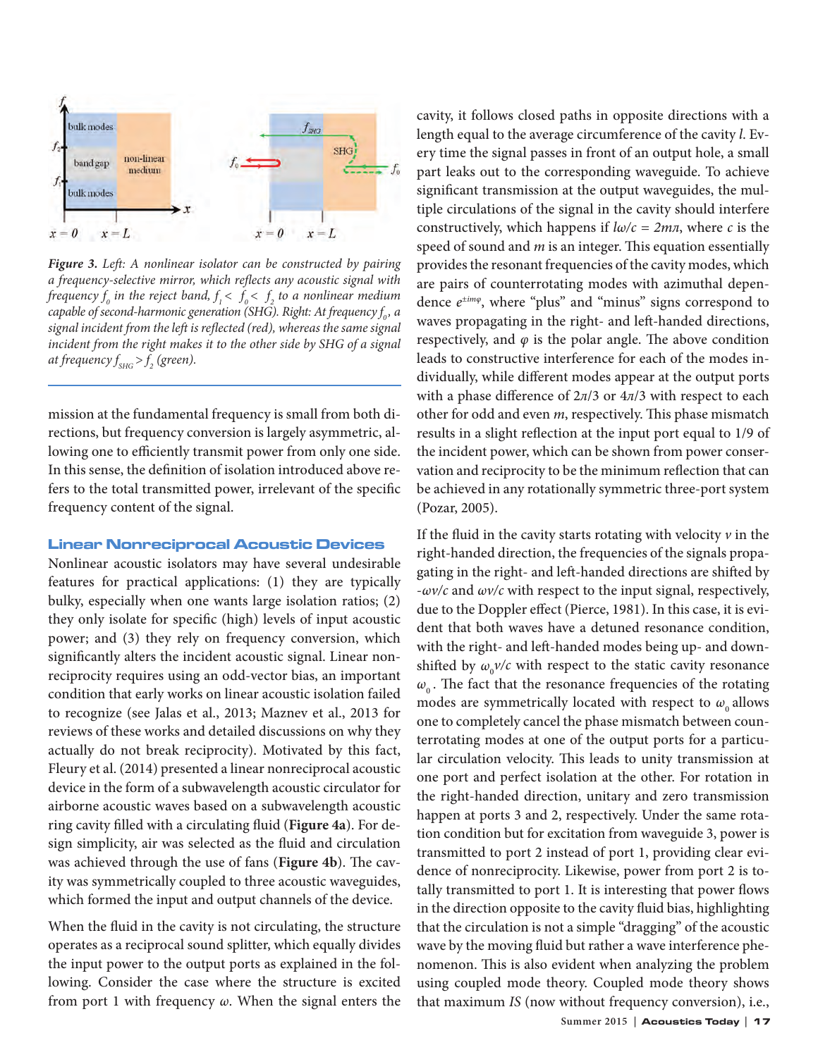*Figure 3. Left: A nonlinear isolator can be constructed by pairing a frequency-selective mirror, which reflects any acoustic signal with frequency $f_0$ in the reject band, $f_1 < f_0 < f_2$ to a nonlinear medium capable of second-harmonic generation (SHG). Right: At frequency $f_0$, a signal incident from the left is reflected (red), whereas the same signal incident from the right makes it to the other side by SHG of a signal at frequency $f_{SHG} > f_2$ (green).*

mission at the fundamental frequency is small from both directions, but frequency conversion is largely asymmetric, allowing one to efficiently transmit power from only one side. In this sense, the definition of isolation introduced above refers to the total transmitted power, irrelevant of the specific frequency content of the signal.

## Linear Nonreciprocal Acoustic Devices

Nonlinear acoustic isolators may have several undesirable features for practical applications: (1) they are typically bulky, especially when one wants large isolation ratios; (2) they only isolate for specific (high) levels of input acoustic power; and (3) they rely on frequency conversion, which significantly alters the incident acoustic signal. Linear nonreciprocity requires using an odd-vector bias, an important condition that early works on linear acoustic isolation failed to recognize (see Jalas et al., 2013; Maznev et al., 2013 for reviews of these works and detailed discussions on why they actually do not break reciprocity). Motivated by this fact, Fleury et al. (2014) presented a linear nonreciprocal acoustic device in the form of a subwavelength acoustic circulator for airborne acoustic waves based on a subwavelength acoustic ring cavity filled with a circulating fluid (**Figure 4a**). For design simplicity, air was selected as the fluid and circulation was achieved through the use of fans (**Figure 4b**). The cavity was symmetrically coupled to three acoustic waveguides, which formed the input and output channels of the device.

When the fluid in the cavity is not circulating, the structure operates as a reciprocal sound splitter, which equally divides the input power to the output ports as explained in the following. Consider the case where the structure is excited from port 1 with frequency $\omega$. When the signal enters the cavity, it follows closed paths in opposite directions with a length equal to the average circumference of the cavity $l$. Every time the signal passes in front of an output hole, a small part leaks out to the corresponding waveguide. To achieve significant transmission at the output waveguides, the multiple circulations of the signal in the cavity should interfere constructively, which happens if $l\omega/c = 2m\pi$, where $c$ is the speed of sound and $m$ is an integer. This equation essentially provides the resonant frequencies of the cavity modes, which are pairs of counterrotating modes with azimuthal dependence $e^{\pm im\varphi}$, where "plus" and "minus" signs correspond to waves propagating in the right- and left-handed directions, respectively, and $\varphi$ is the polar angle. The above condition leads to constructive interference for each of the modes individually, while different modes appear at the output ports with a phase difference of $2\pi/3$ or $4\pi/3$ with respect to each other for odd and even $m$, respectively. This phase mismatch results in a slight reflection at the input port equal to 1/9 of the incident power, which can be shown from power conservation and reciprocity to be the minimum reflection that can be achieved in any rotationally symmetric three-port system (Pozar, 2005).

If the fluid in the cavity starts rotating with velocity $v$ in the right-handed direction, the frequencies of the signals propagating in the right- and left-handed directions are shifted by $-\omega v/c$ and $\omega v/c$ with respect to the input signal, respectively, due to the Doppler effect (Pierce, 1981). In this case, it is evident that both waves have a detuned resonance condition, with the right- and left-handed modes being up- and down-shifted by $\omega_0 v/c$ with respect to the static cavity resonance $\omega_0$. The fact that the resonance frequencies of the rotating modes are symmetrically located with respect to $\omega_0$ allows one to completely cancel the phase mismatch between counterrotating modes at one of the output ports for a particular circulation velocity. This leads to unity transmission at one port and perfect isolation at the other. For rotation in the right-handed direction, unitary and zero transmission happen at ports 3 and 2, respectively. Under the same rotation condition but for excitation from waveguide 3, power is transmitted to port 2 instead of port 1, providing clear evidence of nonreciprocity. Likewise, power from port 2 is totally transmitted to port 1. It is interesting that power flows in the direction opposite to the cavity fluid bias, highlighting that the circulation is not a simple "dragging" of the acoustic wave by the moving fluid but rather a wave interference phenomenon. This is also evident when analyzing the problem using coupled mode theory. Coupled mode theory shows that maximum *IS* (now without frequency conversion), i.e.,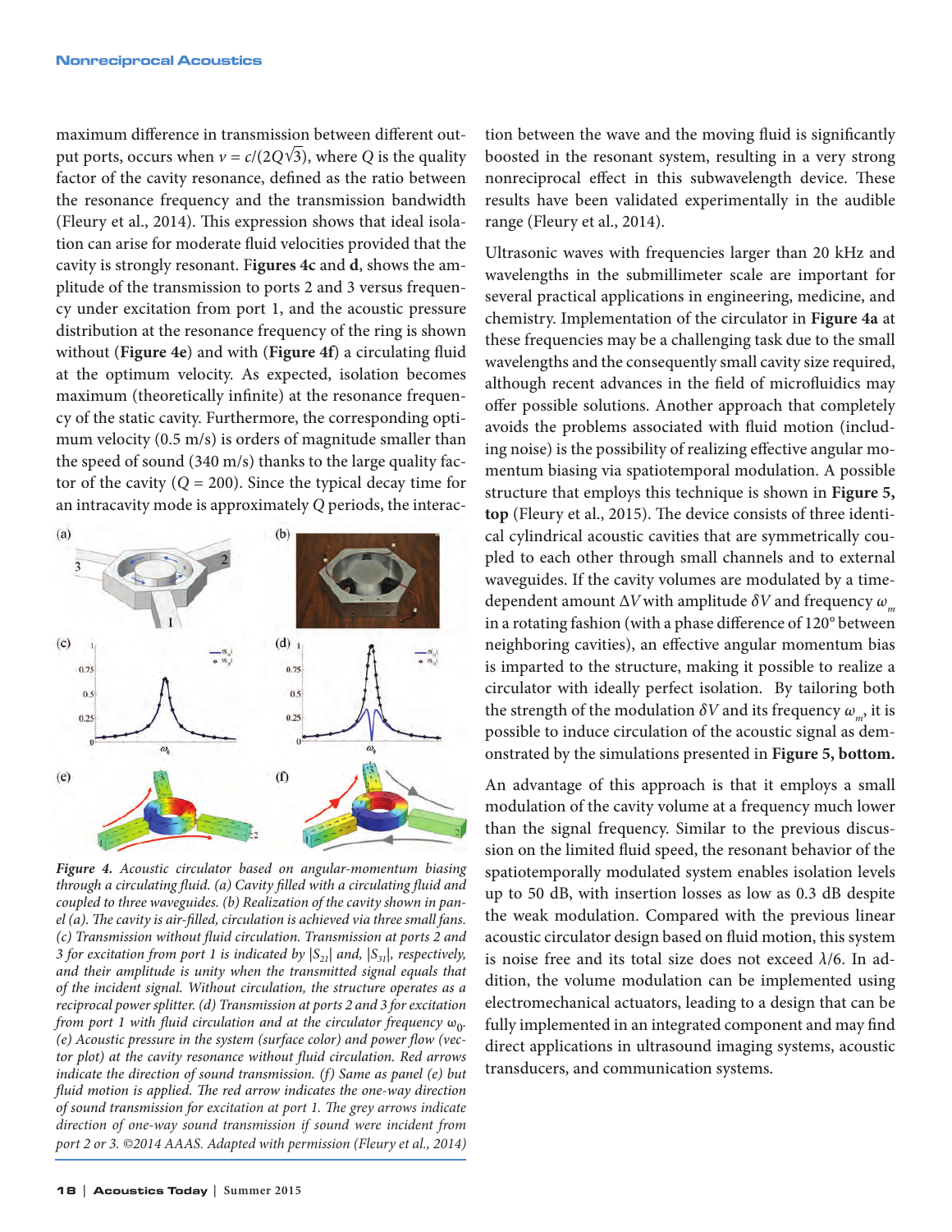maximum difference in transmission between different output ports, occurs when $v = c/(2Q\sqrt{3})$, where $Q$ is the quality factor of the cavity resonance, defined as the ratio between the resonance frequency and the transmission bandwidth (Fleury et al., 2014). This expression shows that ideal isolation can arise for moderate fluid velocities provided that the cavity is strongly resonant. **Figures 4c** and **d**, shows the amplitude of the transmission to ports 2 and 3 versus frequency under excitation from port 1, and the acoustic pressure distribution at the resonance frequency of the ring is shown without (**Figure 4e**) and with (**Figure 4f**) a circulating fluid at the optimum velocity. As expected, isolation becomes maximum (theoretically infinite) at the resonance frequency of the static cavity. Furthermore, the corresponding optimum velocity (0.5 m/s) is orders of magnitude smaller than the speed of sound (340 m/s) thanks to the large quality factor of the cavity ($Q$ = 200). Since the typical decay time for an intracavity mode is approximately $Q$ periods, the interaction between the wave and the moving fluid is significantly boosted in the resonant system, resulting in a very strong nonreciprocal effect in this subwavelength device. These results have been validated experimentally in the audible range (Fleury et al., 2014).

*Figure 4. Acoustic circulator based on angular-momentum biasing through a circulating fluid. (a) Cavity filled with a circulating fluid and coupled to three waveguides. (b) Realization of the cavity shown in panel (a). The cavity is air-filled, circulation is achieved via three small fans. (c) Transmission without fluid circulation. Transmission at ports 2 and 3 for excitation from port 1 is indicated by $|S_{21}|$ and, $|S_{31}|$, respectively, and their amplitude is unity when the transmitted signal equals that of the incident signal. Without circulation, the structure operates as a reciprocal power splitter. (d) Transmission at ports 2 and 3 for excitation from port 1 with fluid circulation and at the circulator frequency $\omega_0$. (e) Acoustic pressure in the system (surface color) and power flow (vector plot) at the cavity resonance without fluid circulation. Red arrows indicate the direction of sound transmission. (f) Same as panel (e) but fluid motion is applied. The red arrow indicates the one-way direction of sound transmission for excitation at port 1. The grey arrows indicate direction of one-way sound transmission if sound were incident from port 2 or 3. ©2014 AAAS. Adapted with permission (Fleury et al., 2014)*

Ultrasonic waves with frequencies larger than 20 kHz and wavelengths in the submillimeter scale are important for several practical applications in engineering, medicine, and chemistry. Implementation of the circulator in **Figure 4a** at these frequencies may be a challenging task due to the small wavelengths and the consequently small cavity size required, although recent advances in the field of microfluidics may offer possible solutions. Another approach that completely avoids the problems associated with fluid motion (including noise) is the possibility of realizing effective angular momentum biasing via spatiotemporal modulation. A possible structure that employs this technique is shown in **Figure 5, top** (Fleury et al., 2015). The device consists of three identical cylindrical acoustic cavities that are symmetrically coupled to each other through small channels and to external waveguides. If the cavity volumes are modulated by a time-dependent amount $\Delta V$ with amplitude $\delta V$ and frequency $\omega_m$ in a rotating fashion (with a phase difference of 120° between neighboring cavities), an effective angular momentum bias is imparted to the structure, making it possible to realize a circulator with ideally perfect isolation. By tailoring both the strength of the modulation $\delta V$ and its frequency $\omega_m$, it is possible to induce circulation of the acoustic signal as demonstrated by the simulations presented in **Figure 5, bottom.**

An advantage of this approach is that it employs a small modulation of the cavity volume at a frequency much lower than the signal frequency. Similar to the previous discussion on the limited fluid speed, the resonant behavior of the spatiotemporally modulated system enables isolation levels up to 50 dB, with insertion losses as low as 0.3 dB despite the weak modulation. Compared with the previous linear acoustic circulator design based on fluid motion, this system is noise free and its total size does not exceed $\lambda/6$. In addition, the volume modulation can be implemented using electromechanical actuators, leading to a design that can be fully implemented in an integrated component and may find direct applications in ultrasound imaging systems, acoustic transducers, and communication systems.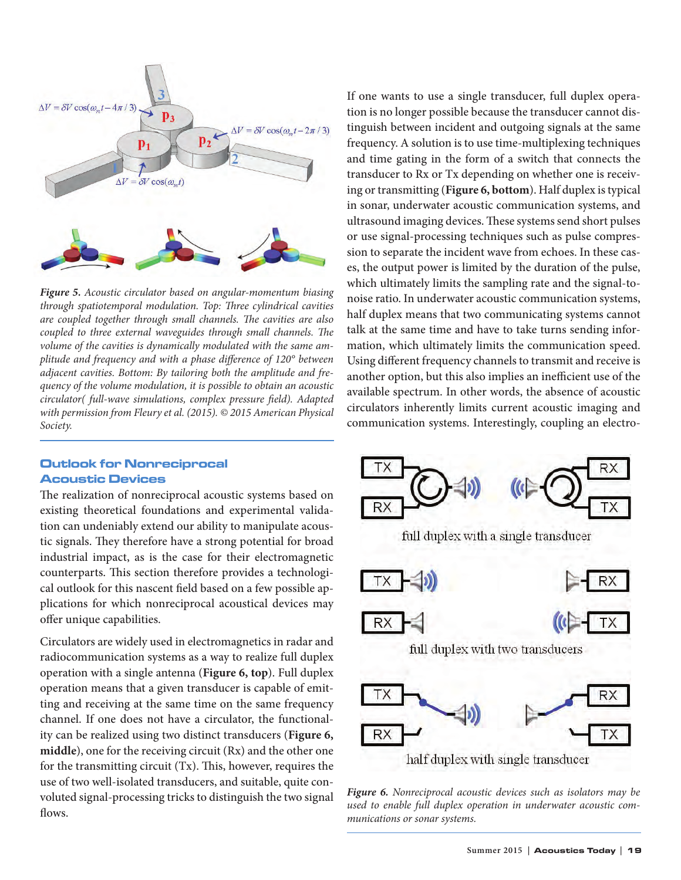*Figure 5. Acoustic circulator based on angular-momentum biasing through spatiotemporal modulation. Top: Three cylindrical cavities are coupled together through small channels. The cavities are also coupled to three external waveguides through small channels. The volume of the cavities is dynamically modulated with the same amplitude and frequency and with a phase difference of 120° between adjacent cavities. Bottom: By tailoring both the amplitude and frequency of the volume modulation, it is possible to obtain an acoustic circulator( full-wave simulations, complex pressure field). Adapted with permission from Fleury et al. (2015). © 2015 American Physical Society.*

## Outlook for Nonreciprocal Acoustic Devices

The realization of nonreciprocal acoustic systems based on existing theoretical foundations and experimental validation can undeniably extend our ability to manipulate acoustic signals. They therefore have a strong potential for broad industrial impact, as is the case for their electromagnetic counterparts. This section therefore provides a technological outlook for this nascent field based on a few possible applications for which nonreciprocal acoustical devices may offer unique capabilities.

Circulators are widely used in electromagnetics in radar and radiocommunication systems as a way to realize full duplex operation with a single antenna (**Figure 6, top**). Full duplex operation means that a given transducer is capable of emitting and receiving at the same time on the same frequency channel. If one does not have a circulator, the functionality can be realized using two distinct transducers (**Figure 6, middle**), one for the receiving circuit (Rx) and the other one for the transmitting circuit (Tx). This, however, requires the use of two well-isolated transducers, and suitable, quite convoluted signal-processing tricks to distinguish the two signal flows.

If one wants to use a single transducer, full duplex operation is no longer possible because the transducer cannot distinguish between incident and outgoing signals at the same frequency. A solution is to use time-multiplexing techniques and time gating in the form of a switch that connects the transducer to Rx or Tx depending on whether one is receiving or transmitting (**Figure 6, bottom**). Half duplex is typical in sonar, underwater acoustic communication systems, and ultrasound imaging devices. These systems send short pulses or use signal-processing techniques such as pulse compression to separate the incident wave from echoes. In these cases, the output power is limited by the duration of the pulse, which ultimately limits the sampling rate and the signal-to-noise ratio. In underwater acoustic communication systems, half duplex means that two communicating systems cannot talk at the same time and have to take turns sending information, which ultimately limits the communication speed. Using different frequency channels to transmit and receive is another option, but this also implies an inefficient use of the available spectrum. In other words, the absence of acoustic circulators inherently limits current acoustic imaging and communication systems. Interestingly, coupling an electro-

*Figure 6. Nonreciprocal acoustic devices such as isolators may be used to enable full duplex operation in underwater acoustic communications or sonar systems.*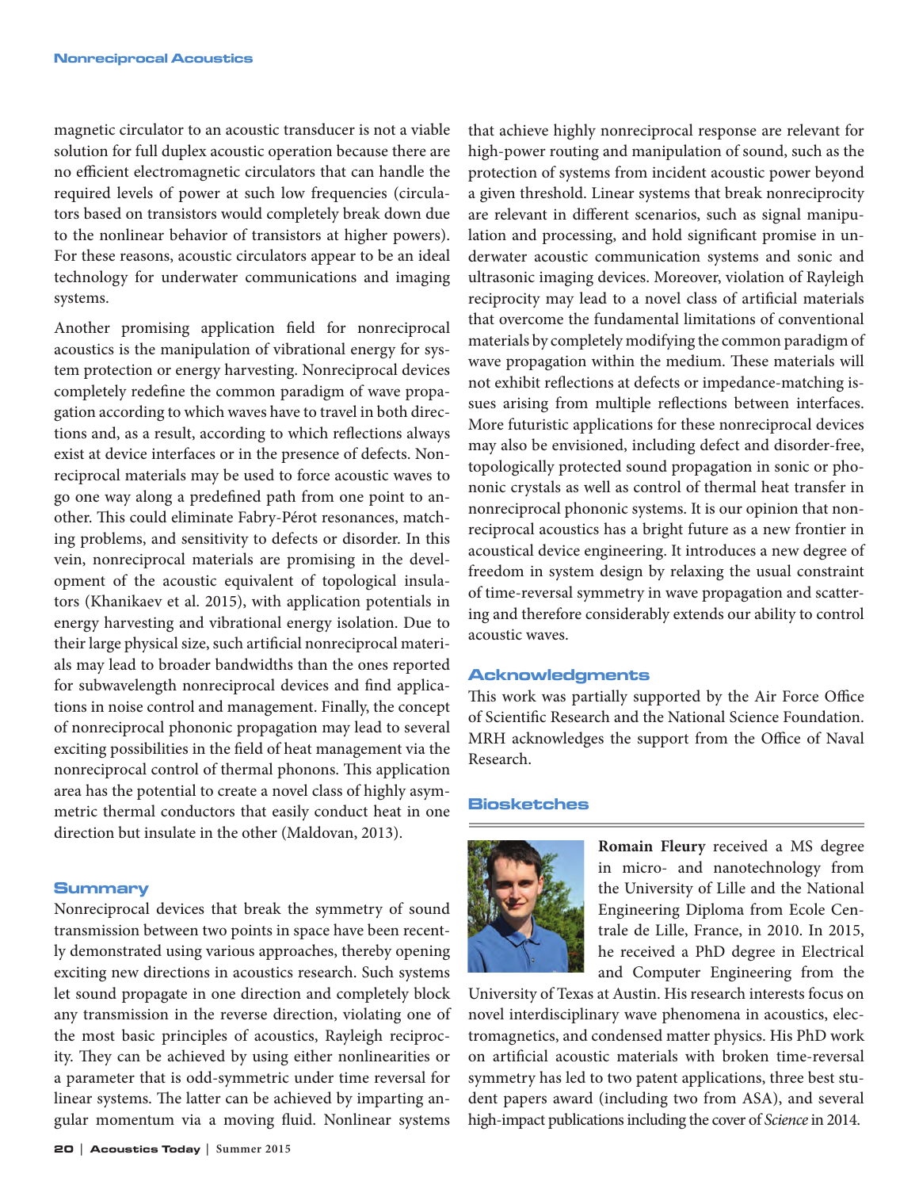magnetic circulator to an acoustic transducer is not a viable solution for full duplex acoustic operation because there are no efficient electromagnetic circulators that can handle the required levels of power at such low frequencies (circulators based on transistors would completely break down due to the nonlinear behavior of transistors at higher powers). For these reasons, acoustic circulators appear to be an ideal technology for underwater communications and imaging systems.

Another promising application field for nonreciprocal acoustics is the manipulation of vibrational energy for system protection or energy harvesting. Nonreciprocal devices completely redefine the common paradigm of wave propagation according to which waves have to travel in both directions and, as a result, according to which reflections always exist at device interfaces or in the presence of defects. Nonreciprocal materials may be used to force acoustic waves to go one way along a predefined path from one point to another. This could eliminate Fabry-Pérot resonances, matching problems, and sensitivity to defects or disorder. In this vein, nonreciprocal materials are promising in the development of the acoustic equivalent of topological insulators (Khanikaev et al. 2015), with application potentials in energy harvesting and vibrational energy isolation. Due to their large physical size, such artificial nonreciprocal materials may lead to broader bandwidths than the ones reported for subwavelength nonreciprocal devices and find applications in noise control and management. Finally, the concept of nonreciprocal phononic propagation may lead to several exciting possibilities in the field of heat management via the nonreciprocal control of thermal phonons. This application area has the potential to create a novel class of highly asymmetric thermal conductors that easily conduct heat in one direction but insulate in the other (Maldovan, 2013).

## Summary

Nonreciprocal devices that break the symmetry of sound transmission between two points in space have been recently demonstrated using various approaches, thereby opening exciting new directions in acoustics research. Such systems let sound propagate in one direction and completely block any transmission in the reverse direction, violating one of the most basic principles of acoustics, Rayleigh reciprocity. They can be achieved by using either nonlinearities or a parameter that is odd-symmetric under time reversal for linear systems. The latter can be achieved by imparting angular momentum via a moving fluid. Nonlinear systems that achieve highly nonreciprocal response are relevant for high-power routing and manipulation of sound, such as the protection of systems from incident acoustic power beyond a given threshold. Linear systems that break nonreciprocity are relevant in different scenarios, such as signal manipulation and processing, and hold significant promise in underwater acoustic communication systems and sonic and ultrasonic imaging devices. Moreover, violation of Rayleigh reciprocity may lead to a novel class of artificial materials that overcome the fundamental limitations of conventional materials by completely modifying the common paradigm of wave propagation within the medium. These materials will not exhibit reflections at defects or impedance-matching issues arising from multiple reflections between interfaces. More futuristic applications for these nonreciprocal devices may also be envisioned, including defect and disorder-free, topologically protected sound propagation in sonic or phononic crystals as well as control of thermal heat transfer in nonreciprocal phononic systems. It is our opinion that nonreciprocal acoustics has a bright future as a new frontier in acoustical device engineering. It introduces a new degree of freedom in system design by relaxing the usual constraint of time-reversal symmetry in wave propagation and scattering and therefore considerably extends our ability to control acoustic waves.

## Acknowledgments

This work was partially supported by the Air Force Office of Scientific Research and the National Science Foundation. MRH acknowledges the support from the Office of Naval Research.

## Biosketches

**Romain Fleury** received a MS degree in micro- and nanotechnology from the University of Lille and the National Engineering Diploma from Ecole Centrale de Lille, France, in 2010. In 2015, he received a PhD degree in Electrical and Computer Engineering from the University of Texas at Austin. His research interests focus on novel interdisciplinary wave phenomena in acoustics, electromagnetics, and condensed matter physics. His PhD work on artificial acoustic materials with broken time-reversal symmetry has led to two patent applications, three best student papers award (including two from ASA), and several high-impact publications including the cover of *Science* in 2014.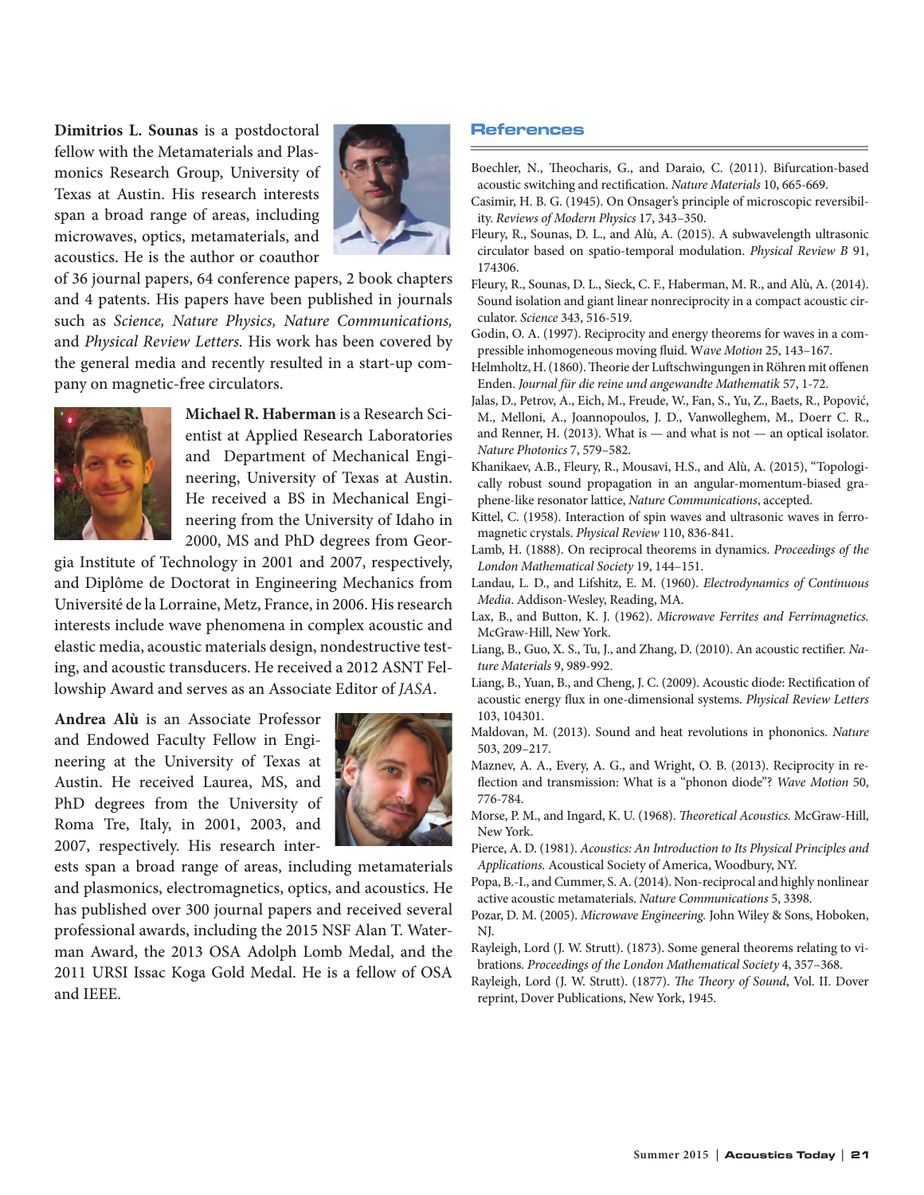**Dimitrios L. Sounas** is a postdoctoral fellow with the Metamaterials and Plasmonics Research Group, University of Texas at Austin. His research interests span a broad range of areas, including microwaves, optics, metamaterials, and acoustics. He is the author or coauthor of 36 journal papers, 64 conference papers, 2 book chapters and 4 patents. His papers have been published in journals such as *Science, Nature Physics, Nature Communications,* and *Physical Review Letters.* His work has been covered by the general media and recently resulted in a start-up company on magnetic-free circulators.

**Michael R. Haberman** is a Research Scientist at Applied Research Laboratories and Department of Mechanical Engineering, University of Texas at Austin. He received a BS in Mechanical Engineering from the University of Idaho in 2000, MS and PhD degrees from Georgia Institute of Technology in 2001 and 2007, respectively, and Diplôme de Doctorat in Engineering Mechanics from Université de la Lorraine, Metz, France, in 2006. His research interests include wave phenomena in complex acoustic and elastic media, acoustic materials design, nondestructive testing, and acoustic transducers. He received a 2012 ASNT Fellowship Award and serves as an Associate Editor of *JASA*.

**Andrea Alù** is an Associate Professor and Endowed Faculty Fellow in Engineering at the University of Texas at Austin. He received Laurea, MS, and PhD degrees from the University of Roma Tre, Italy, in 2001, 2003, and 2007, respectively. His research interests span a broad range of areas, including metamaterials and plasmonics, electromagnetics, optics, and acoustics. He has published over 300 journal papers and received several professional awards, including the 2015 NSF Alan T. Waterman Award, the 2013 OSA Adolph Lomb Medal, and the 2011 URSI Issac Koga Gold Medal. He is a fellow of OSA and IEEE.

## References

Boechler, N., Theocharis, G., and Daraio, C. (2011). Bifurcation-based acoustic switching and rectification. *Nature Materials* 10, 665-669.

Casimir, H. B. G. (1945). On Onsager's principle of microscopic reversibility. *Reviews of Modern Physics* 17, 343–350.

Fleury, R., Sounas, D. L., and Alù, A. (2015). A subwavelength ultrasonic circulator based on spatio-temporal modulation. *Physical Review B* 91, 174306.

Fleury, R., Sounas, D. L., Sieck, C. F., Haberman, M. R., and Alù, A. (2014). Sound isolation and giant linear nonreciprocity in a compact acoustic circulator. *Science* 343, 516-519.

Godin, O. A. (1997). Reciprocity and energy theorems for waves in a compressible inhomogeneous moving fluid. *Wave Motion* 25, 143–167.

Helmholtz, H. (1860). Theorie der Luftschwingungen in Röhren mit offenen Enden. *Journal für die reine und angewandte Mathematik* 57, 1-72.

Jalas, D., Petrov, A., Eich, M., Freude, W., Fan, S., Yu, Z., Baets, R., Popović, M., Melloni, A., Joannopoulos, J. D., Vanwolleghem, M., Doerr C. R., and Renner, H. (2013). What is — and what is not — an optical isolator. *Nature Photonics* 7, 579–582.

Khanikaev, A.B., Fleury, R., Mousavi, H.S., and Alù, A. (2015), "Topologically robust sound propagation in an angular-momentum-biased graphene-like resonator lattice, *Nature Communications*, accepted.

Kittel, C. (1958). Interaction of spin waves and ultrasonic waves in ferromagnetic crystals. *Physical Review* 110, 836-841.

Lamb, H. (1888). On reciprocal theorems in dynamics. *Proceedings of the London Mathematical Society* 19, 144–151.

Landau, L. D., and Lifshitz, E. M. (1960). *Electrodynamics of Continuous Media*. Addison-Wesley, Reading, MA.

Lax, B., and Button, K. J. (1962). *Microwave Ferrites and Ferrimagnetics.* McGraw-Hill, New York.

Liang, B., Guo, X. S., Tu, J., and Zhang, D. (2010). An acoustic rectifier. *Nature Materials* 9, 989-992.

Liang, B., Yuan, B., and Cheng, J. C. (2009). Acoustic diode: Rectification of acoustic energy flux in one-dimensional systems. *Physical Review Letters* 103, 104301.

Maldovan, M. (2013). Sound and heat revolutions in phononics. *Nature* 503, 209–217.

Maznev, A. A., Every, A. G., and Wright, O. B. (2013). Reciprocity in reflection and transmission: What is a "phonon diode"? *Wave Motion* 50, 776-784.

Morse, P. M., and Ingard, K. U. (1968). *Theoretical Acoustics.* McGraw-Hill, New York.

Pierce, A. D. (1981). *Acoustics: An Introduction to Its Physical Principles and Applications.* Acoustical Society of America, Woodbury, NY.

Popa, B.-I., and Cummer, S. A. (2014). Non-reciprocal and highly nonlinear active acoustic metamaterials. *Nature Communications* 5, 3398.

Pozar, D. M. (2005). *Microwave Engineering.* John Wiley & Sons, Hoboken, NJ.

Rayleigh, Lord (J. W. Strutt). (1873). Some general theorems relating to vibrations. *Proceedings of the London Mathematical Society* 4, 357–368.

Rayleigh, Lord (J. W. Strutt). (1877). *The Theory of Sound*, Vol. II. Dover reprint, Dover Publications, New York, 1945.